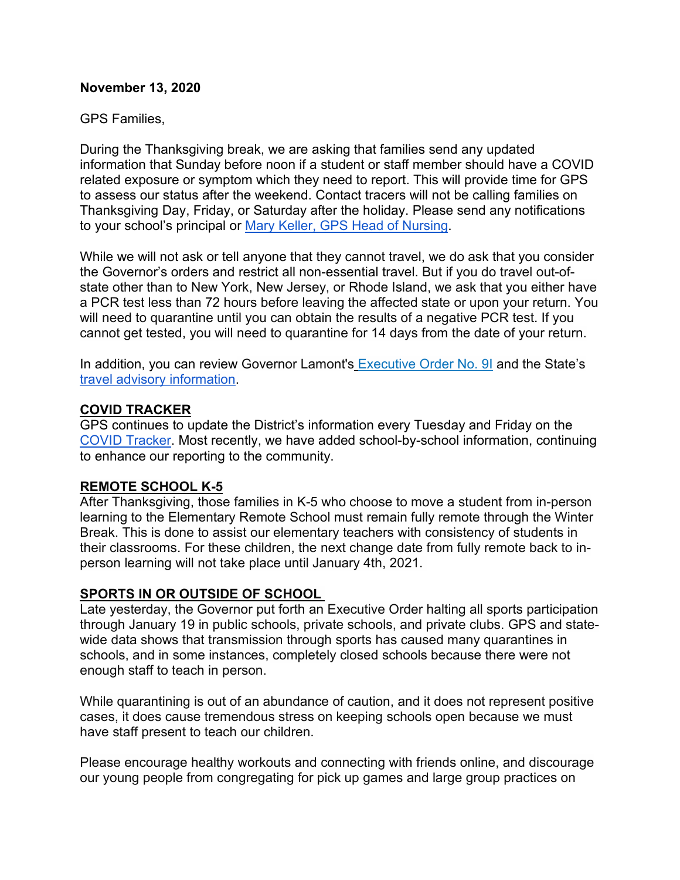**November 13, 2020**

GPS Families,

During the Thanksgiving break, we are asking that families send any updated information that Sunday before noon if a student or staff member should have a COVID related exposure or symptom which they need to report. This will provide time for GPS to assess our status after the weekend. Contact tracers will not be calling families on Thanksgiving Day, Friday, or Saturday after the holiday. Please send any notifications to your school's principal or [Mary Keller, GPS Head of Nursing](#).

While we will not ask or tell anyone that they cannot travel, we do ask that you consider the Governor's orders and restrict all non-essential travel. But if you do travel out-of-state other than to New York, New Jersey, or Rhode Island, we ask that you either have a PCR test less than 72 hours before leaving the affected state or upon your return. You will need to quarantine until you can obtain the results of a negative PCR test. If you cannot get tested, you will need to quarantine for 14 days from the date of your return.

In addition, you can review Governor Lamont's [Executive Order No. 9I](#) and the State's [travel advisory information](#).

**COVID TRACKER**

GPS continues to update the District's information every Tuesday and Friday on the [COVID Tracker](#). Most recently, we have added school-by-school information, continuing to enhance our reporting to the community.

**REMOTE SCHOOL K-5**

After Thanksgiving, those families in K-5 who choose to move a student from in-person learning to the Elementary Remote School must remain fully remote through the Winter Break. This is done to assist our elementary teachers with consistency of students in their classrooms. For these children, the next change date from fully remote back to in-person learning will not take place until January 4th, 2021.

**SPORTS IN OR OUTSIDE OF SCHOOL**

Late yesterday, the Governor put forth an Executive Order halting all sports participation through January 19 in public schools, private schools, and private clubs. GPS and state-wide data shows that transmission through sports has caused many quarantines in schools, and in some instances, completely closed schools because there were not enough staff to teach in person.

While quarantining is out of an abundance of caution, and it does not represent positive cases, it does cause tremendous stress on keeping schools open because we must have staff present to teach our children.

Please encourage healthy workouts and connecting with friends online, and discourage our young people from congregating for pick up games and large group practices on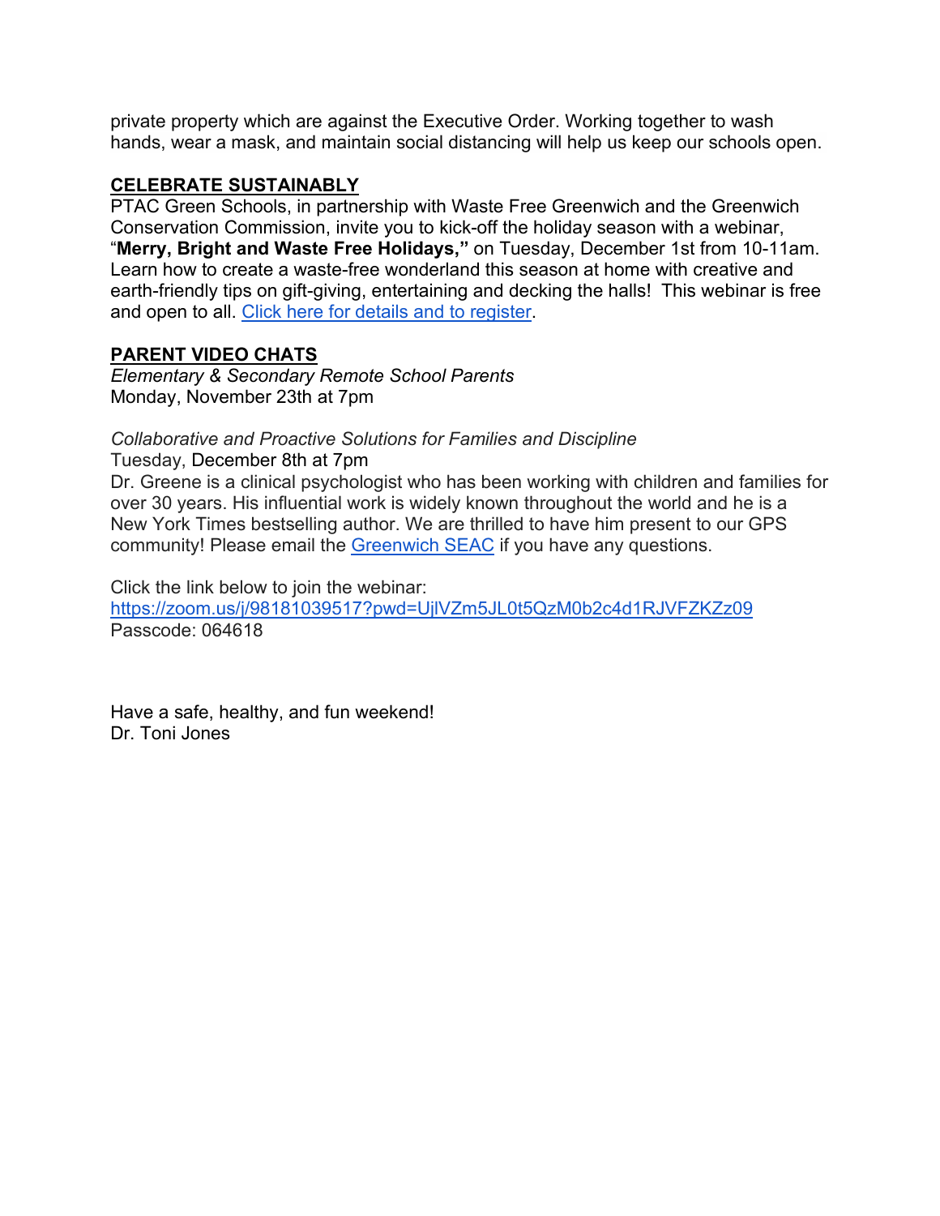private property which are against the Executive Order. Working together to wash hands, wear a mask, and maintain social distancing will help us keep our schools open.

**CELEBRATE SUSTAINABLY**

PTAC Green Schools, in partnership with Waste Free Greenwich and the Greenwich Conservation Commission, invite you to kick-off the holiday season with a webinar, "**Merry, Bright and Waste Free Holidays,"** on Tuesday, December 1st from 10-11am. Learn how to create a waste-free wonderland this season at home with creative and earth-friendly tips on gift-giving, entertaining and decking the halls! This webinar is free and open to all. [Click here for details and to register](Click here for details and to register).

**PARENT VIDEO CHATS**

*Elementary & Secondary Remote School Parents*
Monday, November 23th at 7pm

*Collaborative and Proactive Solutions for Families and Discipline*
Tuesday, December 8th at 7pm
Dr. Greene is a clinical psychologist who has been working with children and families for over 30 years. His influential work is widely known throughout the world and he is a New York Times bestselling author. We are thrilled to have him present to our GPS community! Please email the Greenwich SEAC if you have any questions.

Click the link below to join the webinar:
https://zoom.us/j/98181039517?pwd=UjlVZm5JL0t5QzM0b2c4d1RJVFZKZz09
Passcode: 064618

Have a safe, healthy, and fun weekend!
Dr. Toni Jones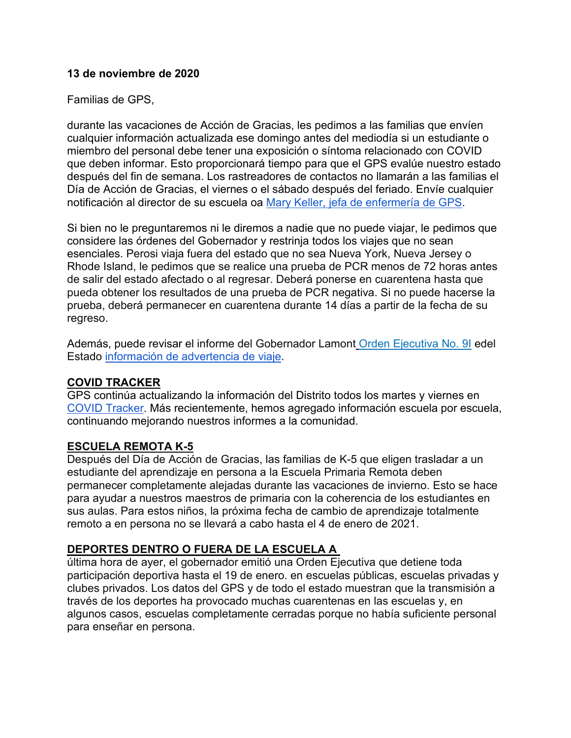**13 de noviembre de 2020**

Familias de GPS,

durante las vacaciones de Acción de Gracias, les pedimos a las familias que envíen cualquier información actualizada ese domingo antes del mediodía si un estudiante o miembro del personal debe tener una exposición o síntoma relacionado con COVID que deben informar. Esto proporcionará tiempo para que el GPS evalúe nuestro estado después del fin de semana. Los rastreadores de contactos no llamarán a las familias el Día de Acción de Gracias, el viernes o el sábado después del feriado. Envíe cualquier notificación al director de su escuela oa Mary Keller, jefa de enfermería de GPS.

Si bien no le preguntaremos ni le diremos a nadie que no puede viajar, le pedimos que considere las órdenes del Gobernador y restrinja todos los viajes que no sean esenciales. Perosi viaja fuera del estado que no sea Nueva York, Nueva Jersey o Rhode Island, le pedimos que se realice una prueba de PCR menos de 72 horas antes de salir del estado afectado o al regresar. Deberá ponerse en cuarentena hasta que pueda obtener los resultados de una prueba de PCR negativa. Si no puede hacerse la prueba, deberá permanecer en cuarentena durante 14 días a partir de la fecha de su regreso.

Además, puede revisar el informe del Gobernador Lamont Orden Ejecutiva No. 9I edel Estado información de advertencia de viaje.

**COVID TRACKER**

GPS continúa actualizando la información del Distrito todos los martes y viernes en COVID Tracker. Más recientemente, hemos agregado información escuela por escuela, continuando mejorando nuestros informes a la comunidad.

**ESCUELA REMOTA K-5**

Después del Día de Acción de Gracias, las familias de K-5 que eligen trasladar a un estudiante del aprendizaje en persona a la Escuela Primaria Remota deben permanecer completamente alejadas durante las vacaciones de invierno. Esto se hace para ayudar a nuestros maestros de primaria con la coherencia de los estudiantes en sus aulas. Para estos niños, la próxima fecha de cambio de aprendizaje totalmente remoto a en persona no se llevará a cabo hasta el 4 de enero de 2021.

**DEPORTES DENTRO O FUERA DE LA ESCUELA A**

última hora de ayer, el gobernador emitió una Orden Ejecutiva que detiene toda participación deportiva hasta el 19 de enero. en escuelas públicas, escuelas privadas y clubes privados. Los datos del GPS y de todo el estado muestran que la transmisión a través de los deportes ha provocado muchas cuarentenas en las escuelas y, en algunos casos, escuelas completamente cerradas porque no había suficiente personal para enseñar en persona.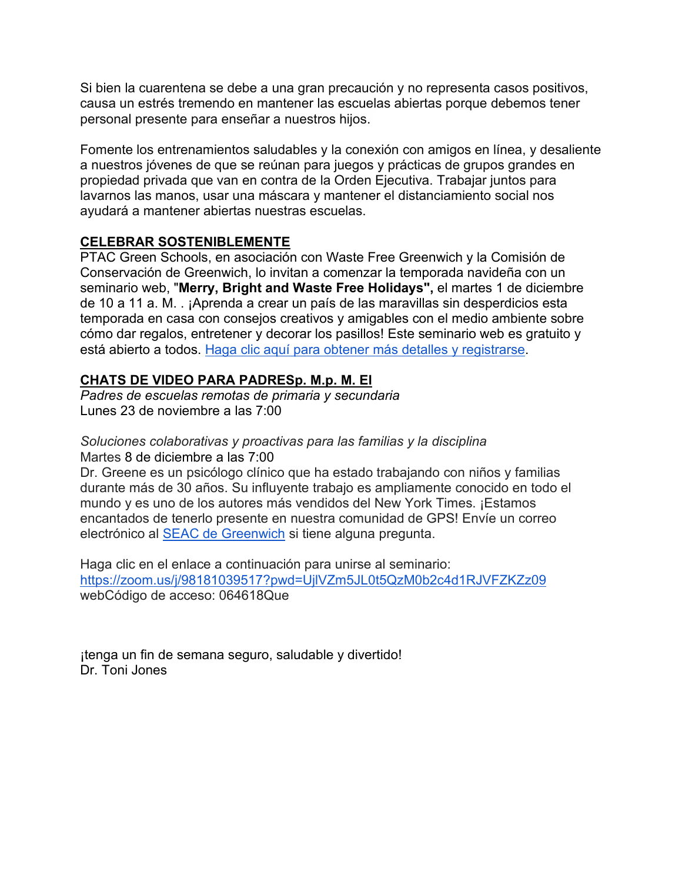Si bien la cuarentena se debe a una gran precaución y no representa casos positivos, causa un estrés tremendo en mantener las escuelas abiertas porque debemos tener personal presente para enseñar a nuestros hijos.

Fomente los entrenamientos saludables y la conexión con amigos en línea, y desaliente a nuestros jóvenes de que se reúnan para juegos y prácticas de grupos grandes en propiedad privada que van en contra de la Orden Ejecutiva. Trabajar juntos para lavarnos las manos, usar una máscara y mantener el distanciamiento social nos ayudará a mantener abiertas nuestras escuelas.

**CELEBRAR SOSTENIBLEMENTE**

PTAC Green Schools, en asociación con Waste Free Greenwich y la Comisión de Conservación de Greenwich, lo invitan a comenzar la temporada navideña con un seminario web, "**Merry, Bright and Waste Free Holidays",** el martes 1 de diciembre de 10 a 11 a. M. . ¡Aprenda a crear un país de las maravillas sin desperdicios esta temporada en casa con consejos creativos y amigables con el medio ambiente sobre cómo dar regalos, entretener y decorar los pasillos! Este seminario web es gratuito y está abierto a todos. [Haga clic aquí para obtener más detalles y registrarse](#).

**CHATS DE VIDEO PARA PADRESp. M.p. M. El**

*Padres de escuelas remotas de primaria y secundaria*
Lunes 23 de noviembre a las 7:00

*Soluciones colaborativas y proactivas para las familias y la disciplina*
Martes 8 de diciembre a las 7:00
Dr. Greene es un psicólogo clínico que ha estado trabajando con niños y familias durante más de 30 años. Su influyente trabajo es ampliamente conocido en todo el mundo y es uno de los autores más vendidos del New York Times. ¡Estamos encantados de tenerlo presente en nuestra comunidad de GPS! Envíe un correo electrónico al [SEAC de Greenwich](#) si tiene alguna pregunta.

Haga clic en el enlace a continuación para unirse al seminario:
https://zoom.us/j/98181039517?pwd=UjlVZm5JL0t5QzM0b2c4d1RJVFZKZz09
webCódigo de acceso: 064618Que

¡tenga un fin de semana seguro, saludable y divertido!
Dr. Toni Jones